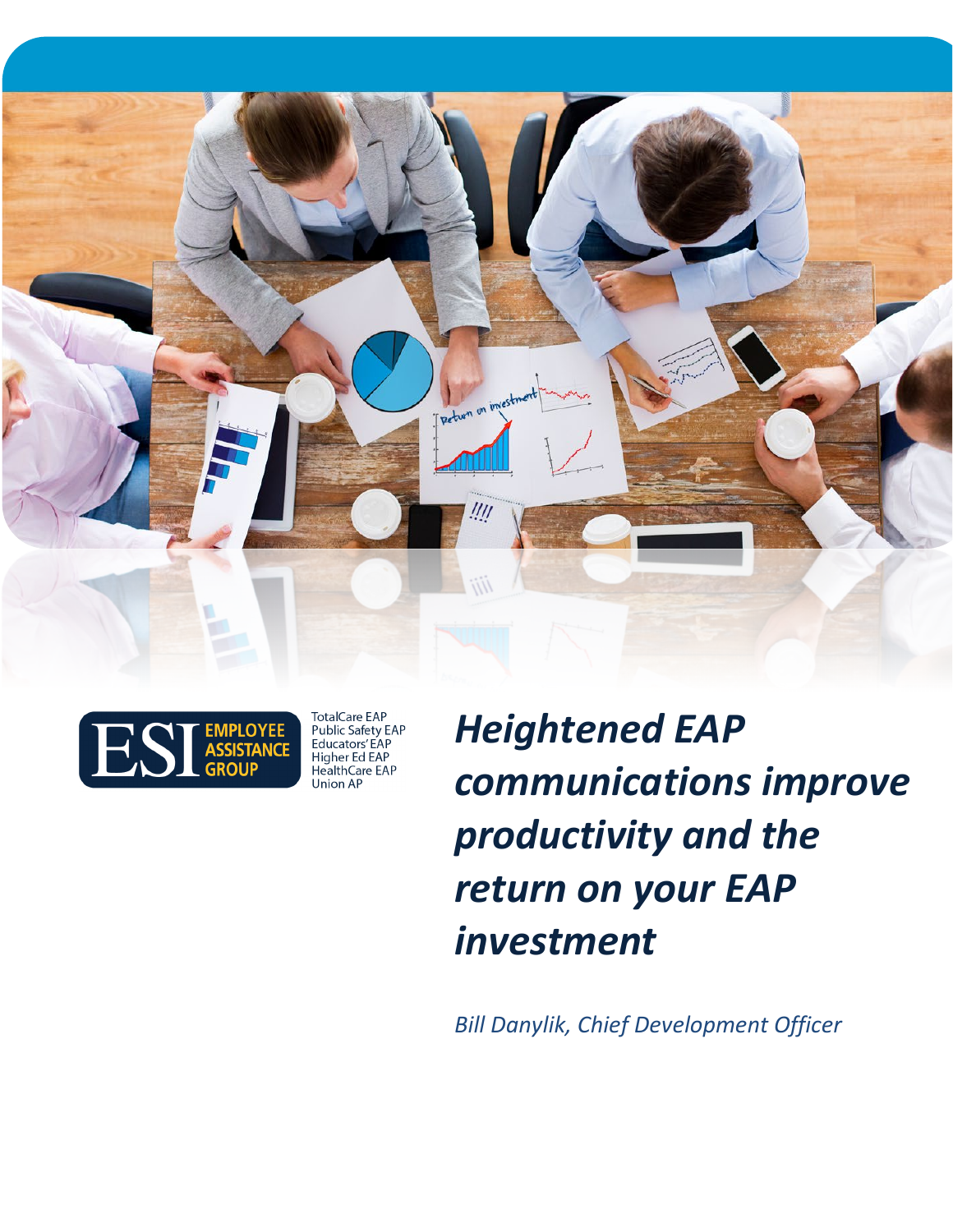EMPLOYEE ASSISTANCE GROUP

TotalCare EAP
Public Safety EAP
Educators' EAP
Higher Ed EAP
HealthCare EAP
Union AP

# *Heightened EAP communications improve productivity and the return on your EAP investment*

*Bill Danylik, Chief Development Officer*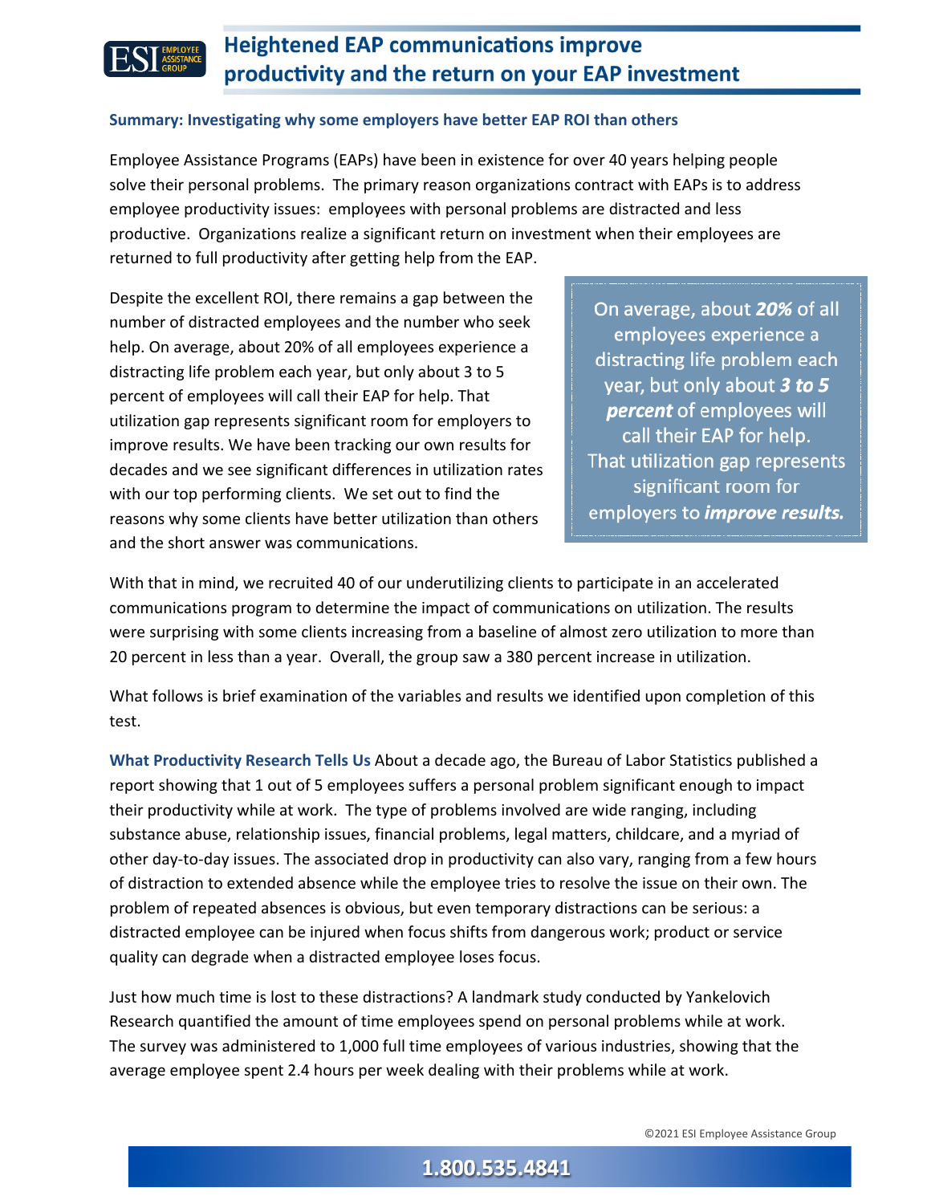# Heightened EAP communications improve productivity and the return on your EAP investment

## Summary: Investigating why some employers have better EAP ROI than others

Employee Assistance Programs (EAPs) have been in existence for over 40 years helping people solve their personal problems. The primary reason organizations contract with EAPs is to address employee productivity issues: employees with personal problems are distracted and less productive. Organizations realize a significant return on investment when their employees are returned to full productivity after getting help from the EAP.

Despite the excellent ROI, there remains a gap between the number of distracted employees and the number who seek help. On average, about 20% of all employees experience a distracting life problem each year, but only about 3 to 5 percent of employees will call their EAP for help. That utilization gap represents significant room for employers to improve results. We have been tracking our own results for decades and we see significant differences in utilization rates with our top performing clients. We set out to find the reasons why some clients have better utilization than others and the short answer was communications.

> On average, about ***20%*** of all employees experience a distracting life problem each year, but only about ***3 to 5 percent*** of employees will call their EAP for help. That utilization gap represents significant room for employers to ***improve results.***

With that in mind, we recruited 40 of our underutilizing clients to participate in an accelerated communications program to determine the impact of communications on utilization. The results were surprising with some clients increasing from a baseline of almost zero utilization to more than 20 percent in less than a year. Overall, the group saw a 380 percent increase in utilization.

What follows is brief examination of the variables and results we identified upon completion of this test.

**What Productivity Research Tells Us** About a decade ago, the Bureau of Labor Statistics published a report showing that 1 out of 5 employees suffers a personal problem significant enough to impact their productivity while at work. The type of problems involved are wide ranging, including substance abuse, relationship issues, financial problems, legal matters, childcare, and a myriad of other day-to-day issues. The associated drop in productivity can also vary, ranging from a few hours of distraction to extended absence while the employee tries to resolve the issue on their own. The problem of repeated absences is obvious, but even temporary distractions can be serious: a distracted employee can be injured when focus shifts from dangerous work; product or service quality can degrade when a distracted employee loses focus.

Just how much time is lost to these distractions? A landmark study conducted by Yankelovich Research quantified the amount of time employees spend on personal problems while at work. The survey was administered to 1,000 full time employees of various industries, showing that the average employee spent 2.4 hours per week dealing with their problems while at work.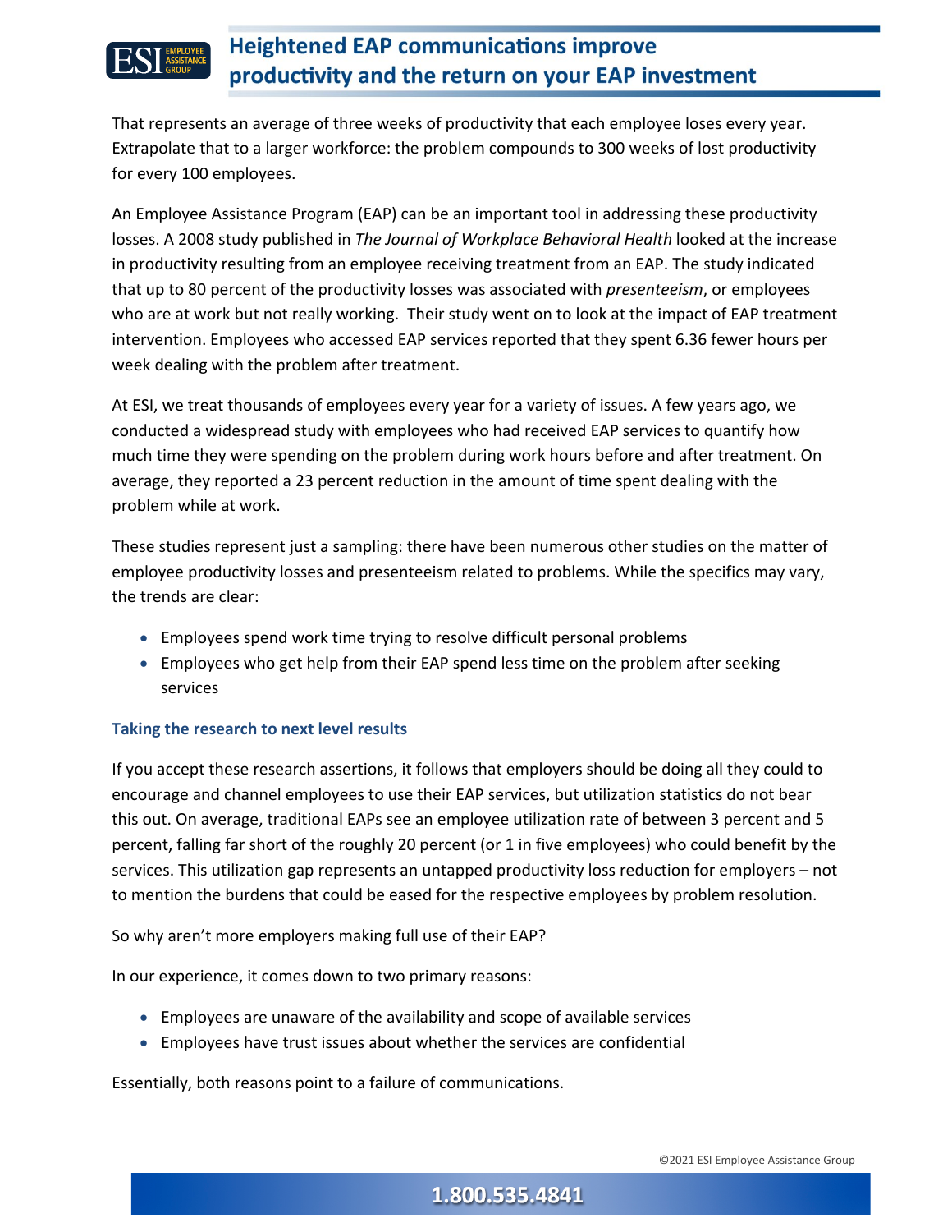That represents an average of three weeks of productivity that each employee loses every year. Extrapolate that to a larger workforce: the problem compounds to 300 weeks of lost productivity for every 100 employees.

An Employee Assistance Program (EAP) can be an important tool in addressing these productivity losses. A 2008 study published in *The Journal of Workplace Behavioral Health* looked at the increase in productivity resulting from an employee receiving treatment from an EAP. The study indicated that up to 80 percent of the productivity losses was associated with *presenteeism*, or employees who are at work but not really working. Their study went on to look at the impact of EAP treatment intervention. Employees who accessed EAP services reported that they spent 6.36 fewer hours per week dealing with the problem after treatment.

At ESI, we treat thousands of employees every year for a variety of issues. A few years ago, we conducted a widespread study with employees who had received EAP services to quantify how much time they were spending on the problem during work hours before and after treatment. On average, they reported a 23 percent reduction in the amount of time spent dealing with the problem while at work.

These studies represent just a sampling: there have been numerous other studies on the matter of employee productivity losses and presenteeism related to problems. While the specifics may vary, the trends are clear:

- Employees spend work time trying to resolve difficult personal problems
- Employees who get help from their EAP spend less time on the problem after seeking services

### Taking the research to next level results

If you accept these research assertions, it follows that employers should be doing all they could to encourage and channel employees to use their EAP services, but utilization statistics do not bear this out. On average, traditional EAPs see an employee utilization rate of between 3 percent and 5 percent, falling far short of the roughly 20 percent (or 1 in five employees) who could benefit by the services. This utilization gap represents an untapped productivity loss reduction for employers – not to mention the burdens that could be eased for the respective employees by problem resolution.

So why aren't more employers making full use of their EAP?

In our experience, it comes down to two primary reasons:

- Employees are unaware of the availability and scope of available services
- Employees have trust issues about whether the services are confidential

Essentially, both reasons point to a failure of communications.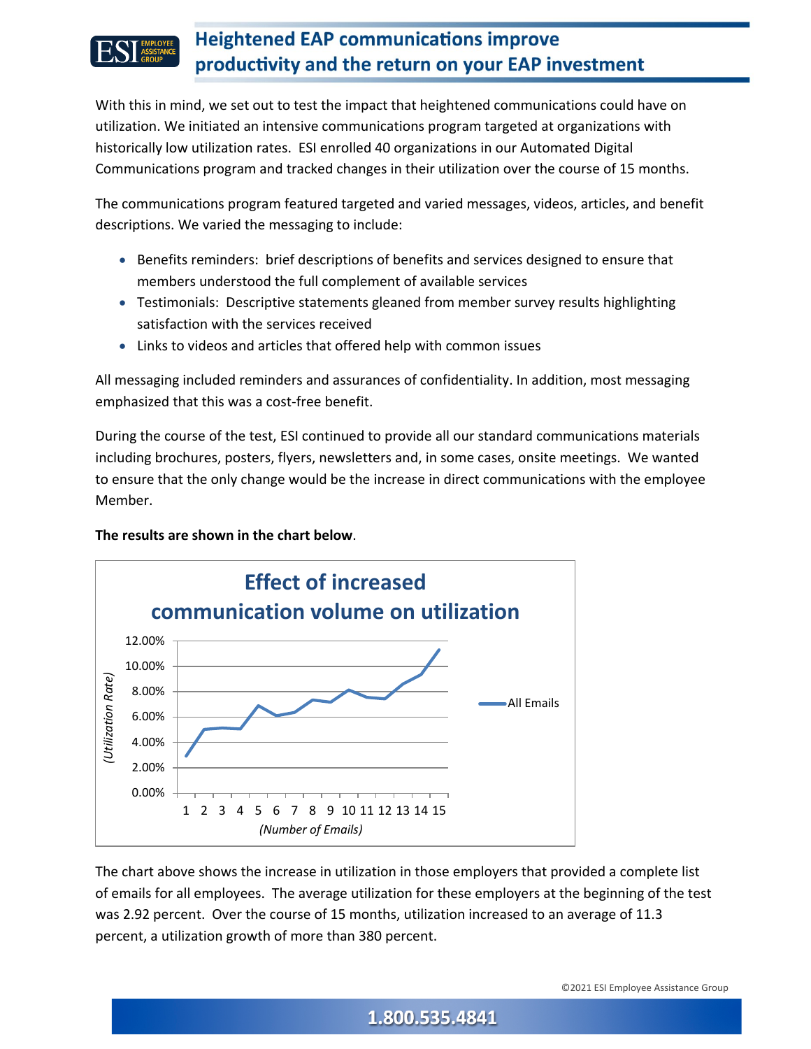# Heightened EAP communications improve productivity and the return on your EAP investment

With this in mind, we set out to test the impact that heightened communications could have on utilization. We initiated an intensive communications program targeted at organizations with historically low utilization rates. ESI enrolled 40 organizations in our Automated Digital Communications program and tracked changes in their utilization over the course of 15 months.

The communications program featured targeted and varied messages, videos, articles, and benefit descriptions. We varied the messaging to include:

- Benefits reminders: brief descriptions of benefits and services designed to ensure that members understood the full complement of available services
- Testimonials: Descriptive statements gleaned from member survey results highlighting satisfaction with the services received
- Links to videos and articles that offered help with common issues

All messaging included reminders and assurances of confidentiality. In addition, most messaging emphasized that this was a cost-free benefit.

During the course of the test, ESI continued to provide all our standard communications materials including brochures, posters, flyers, newsletters and, in some cases, onsite meetings. We wanted to ensure that the only change would be the increase in direct communications with the employee Member.

**The results are shown in the chart below**.

**Effect of increased communication volume on utilization**

*(Utilization Rate)* vs. *(Number of Emails)* — All Emails

The chart above shows the increase in utilization in those employers that provided a complete list of emails for all employees. The average utilization for these employers at the beginning of the test was 2.92 percent. Over the course of 15 months, utilization increased to an average of 11.3 percent, a utilization growth of more than 380 percent.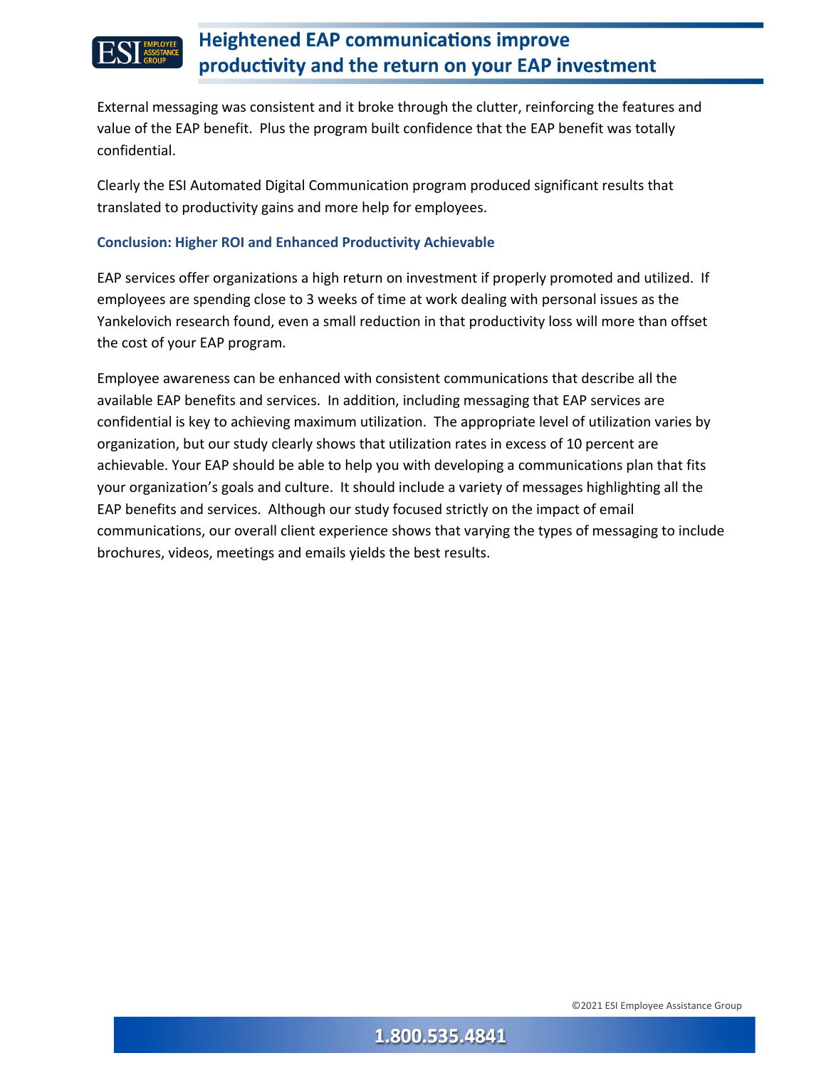External messaging was consistent and it broke through the clutter, reinforcing the features and value of the EAP benefit. Plus the program built confidence that the EAP benefit was totally confidential.

Clearly the ESI Automated Digital Communication program produced significant results that translated to productivity gains and more help for employees.

### Conclusion: Higher ROI and Enhanced Productivity Achievable

EAP services offer organizations a high return on investment if properly promoted and utilized. If employees are spending close to 3 weeks of time at work dealing with personal issues as the Yankelovich research found, even a small reduction in that productivity loss will more than offset the cost of your EAP program.

Employee awareness can be enhanced with consistent communications that describe all the available EAP benefits and services. In addition, including messaging that EAP services are confidential is key to achieving maximum utilization. The appropriate level of utilization varies by organization, but our study clearly shows that utilization rates in excess of 10 percent are achievable. Your EAP should be able to help you with developing a communications plan that fits your organization's goals and culture. It should include a variety of messages highlighting all the EAP benefits and services. Although our study focused strictly on the impact of email communications, our overall client experience shows that varying the types of messaging to include brochures, videos, meetings and emails yields the best results.

©2021 ESI Employee Assistance Group

1.800.535.4841